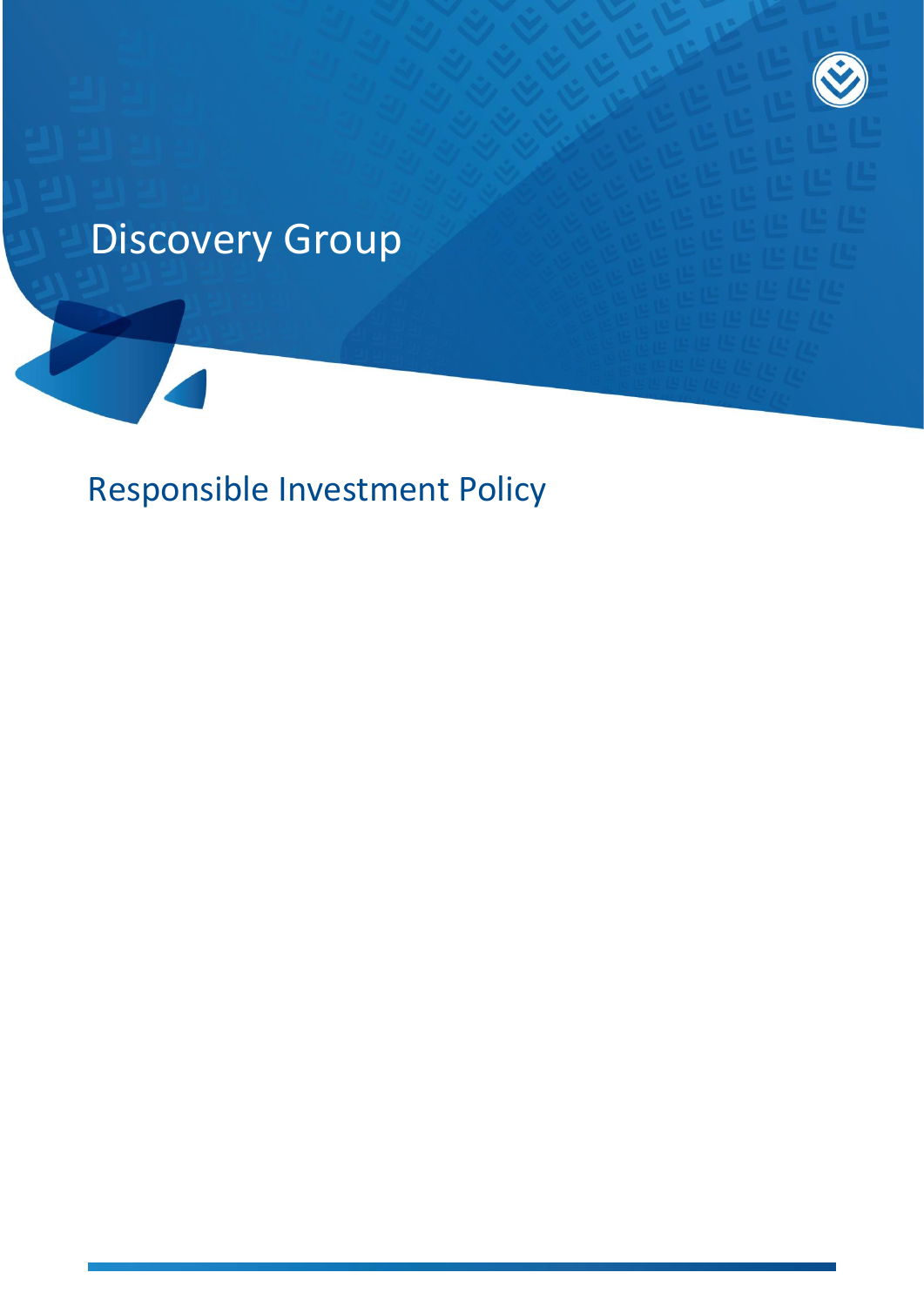# Discovery Group

## Responsible Investment Policy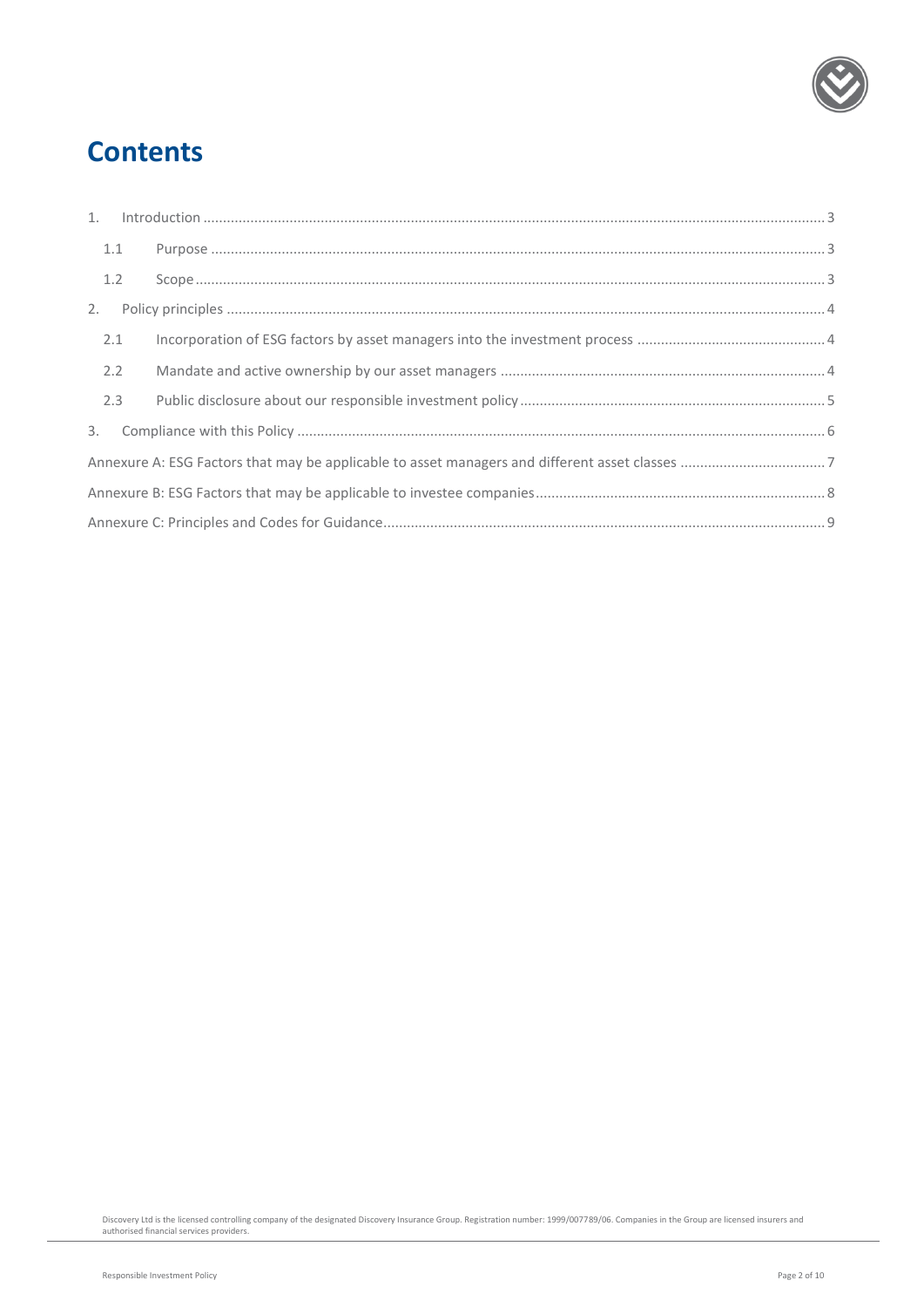# Contents

1. Introduction ..... 3
   - 1.1 Purpose ..... 3
   - 1.2 Scope ..... 3
2. Policy principles ..... 4
   - 2.1 Incorporation of ESG factors by asset managers into the investment process ..... 4
   - 2.2 Mandate and active ownership by our asset managers ..... 4
   - 2.3 Public disclosure about our responsible investment policy ..... 5
3. Compliance with this Policy ..... 6

Annexure A: ESG Factors that may be applicable to asset managers and different asset classes ..... 7

Annexure B: ESG Factors that may be applicable to investee companies ..... 8

Annexure C: Principles and Codes for Guidance ..... 9

Discovery Ltd is the licensed controlling company of the designated Discovery Insurance Group. Registration number: 1999/007789/06. Companies in the Group are licensed insurers and authorised financial services providers.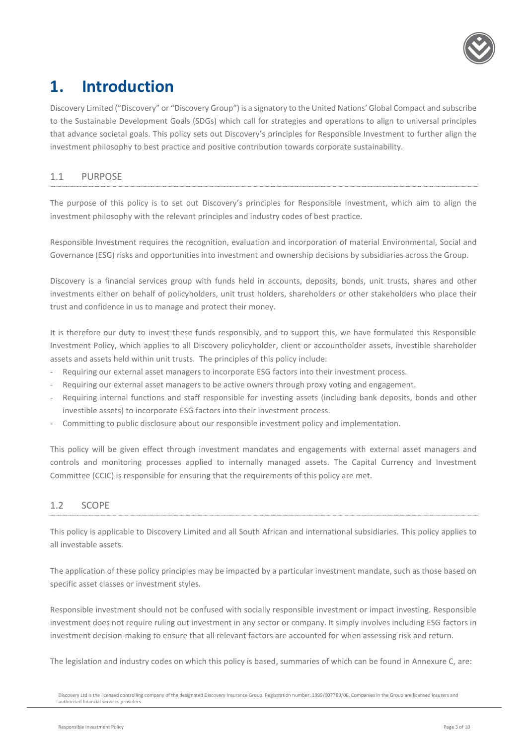# 1. Introduction

Discovery Limited ("Discovery" or "Discovery Group") is a signatory to the United Nations' Global Compact and subscribe to the Sustainable Development Goals (SDGs) which call for strategies and operations to align to universal principles that advance societal goals. This policy sets out Discovery's principles for Responsible Investment to further align the investment philosophy to best practice and positive contribution towards corporate sustainability.

## 1.1 PURPOSE

The purpose of this policy is to set out Discovery's principles for Responsible Investment, which aim to align the investment philosophy with the relevant principles and industry codes of best practice.

Responsible Investment requires the recognition, evaluation and incorporation of material Environmental, Social and Governance (ESG) risks and opportunities into investment and ownership decisions by subsidiaries across the Group.

Discovery is a financial services group with funds held in accounts, deposits, bonds, unit trusts, shares and other investments either on behalf of policyholders, unit trust holders, shareholders or other stakeholders who place their trust and confidence in us to manage and protect their money.

It is therefore our duty to invest these funds responsibly, and to support this, we have formulated this Responsible Investment Policy, which applies to all Discovery policyholder, client or accountholder assets, investible shareholder assets and assets held within unit trusts. The principles of this policy include:

- Requiring our external asset managers to incorporate ESG factors into their investment process.
- Requiring our external asset managers to be active owners through proxy voting and engagement.
- Requiring internal functions and staff responsible for investing assets (including bank deposits, bonds and other investible assets) to incorporate ESG factors into their investment process.
- Committing to public disclosure about our responsible investment policy and implementation.

This policy will be given effect through investment mandates and engagements with external asset managers and controls and monitoring processes applied to internally managed assets. The Capital Currency and Investment Committee (CCIC) is responsible for ensuring that the requirements of this policy are met.

## 1.2 SCOPE

This policy is applicable to Discovery Limited and all South African and international subsidiaries. This policy applies to all investable assets.

The application of these policy principles may be impacted by a particular investment mandate, such as those based on specific asset classes or investment styles.

Responsible investment should not be confused with socially responsible investment or impact investing. Responsible investment does not require ruling out investment in any sector or company. It simply involves including ESG factors in investment decision-making to ensure that all relevant factors are accounted for when assessing risk and return.

The legislation and industry codes on which this policy is based, summaries of which can be found in Annexure C, are:

Discovery Ltd is the licensed controlling company of the designated Discovery Insurance Group. Registration number: 1999/007789/06. Companies in the Group are licensed insurers and authorised financial services providers.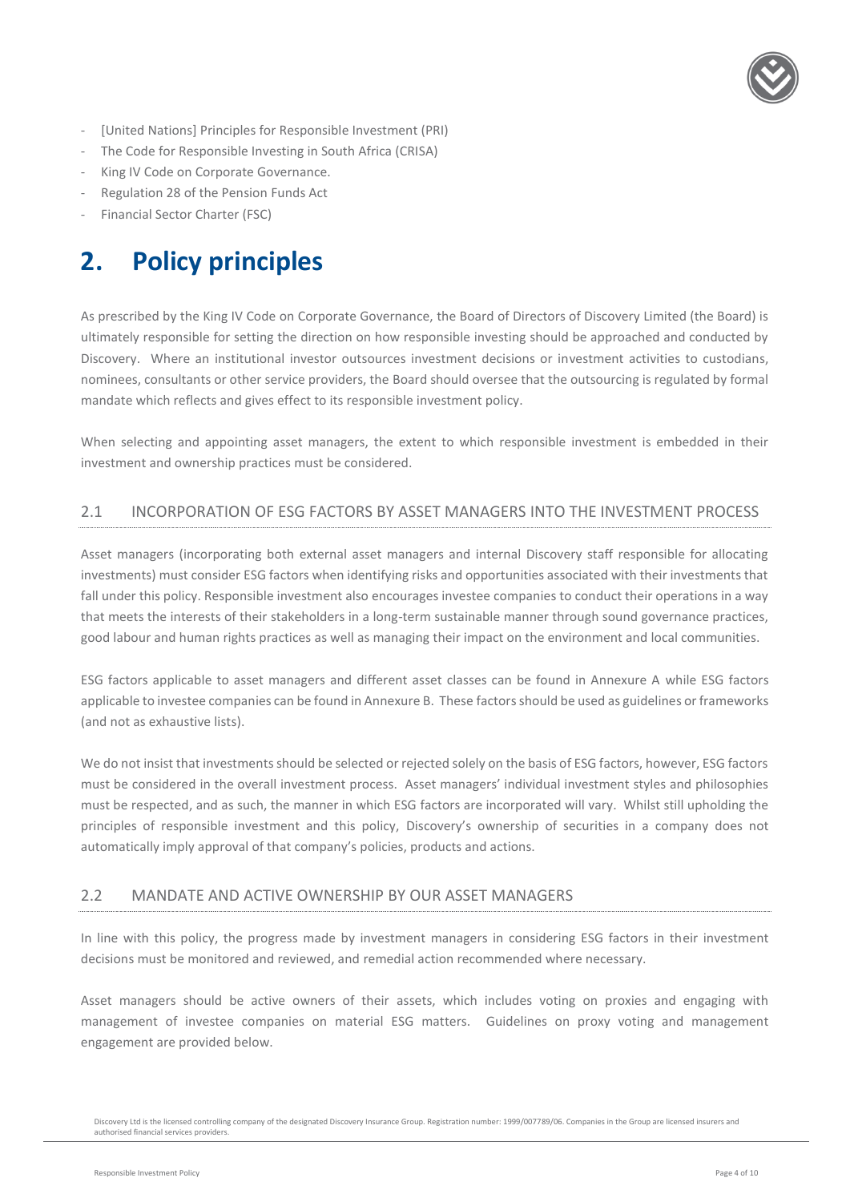- [United Nations] Principles for Responsible Investment (PRI)
- The Code for Responsible Investing in South Africa (CRISA)
- King IV Code on Corporate Governance.
- Regulation 28 of the Pension Funds Act
- Financial Sector Charter (FSC)

# 2. Policy principles

As prescribed by the King IV Code on Corporate Governance, the Board of Directors of Discovery Limited (the Board) is ultimately responsible for setting the direction on how responsible investing should be approached and conducted by Discovery. Where an institutional investor outsources investment decisions or investment activities to custodians, nominees, consultants or other service providers, the Board should oversee that the outsourcing is regulated by formal mandate which reflects and gives effect to its responsible investment policy.

When selecting and appointing asset managers, the extent to which responsible investment is embedded in their investment and ownership practices must be considered.

## 2.1 INCORPORATION OF ESG FACTORS BY ASSET MANAGERS INTO THE INVESTMENT PROCESS

Asset managers (incorporating both external asset managers and internal Discovery staff responsible for allocating investments) must consider ESG factors when identifying risks and opportunities associated with their investments that fall under this policy. Responsible investment also encourages investee companies to conduct their operations in a way that meets the interests of their stakeholders in a long-term sustainable manner through sound governance practices, good labour and human rights practices as well as managing their impact on the environment and local communities.

ESG factors applicable to asset managers and different asset classes can be found in Annexure A while ESG factors applicable to investee companies can be found in Annexure B. These factors should be used as guidelines or frameworks (and not as exhaustive lists).

We do not insist that investments should be selected or rejected solely on the basis of ESG factors, however, ESG factors must be considered in the overall investment process. Asset managers' individual investment styles and philosophies must be respected, and as such, the manner in which ESG factors are incorporated will vary. Whilst still upholding the principles of responsible investment and this policy, Discovery's ownership of securities in a company does not automatically imply approval of that company's policies, products and actions.

## 2.2 MANDATE AND ACTIVE OWNERSHIP BY OUR ASSET MANAGERS

In line with this policy, the progress made by investment managers in considering ESG factors in their investment decisions must be monitored and reviewed, and remedial action recommended where necessary.

Asset managers should be active owners of their assets, which includes voting on proxies and engaging with management of investee companies on material ESG matters. Guidelines on proxy voting and management engagement are provided below.

Discovery Ltd is the licensed controlling company of the designated Discovery Insurance Group. Registration number: 1999/007789/06. Companies in the Group are licensed insurers and authorised financial services providers.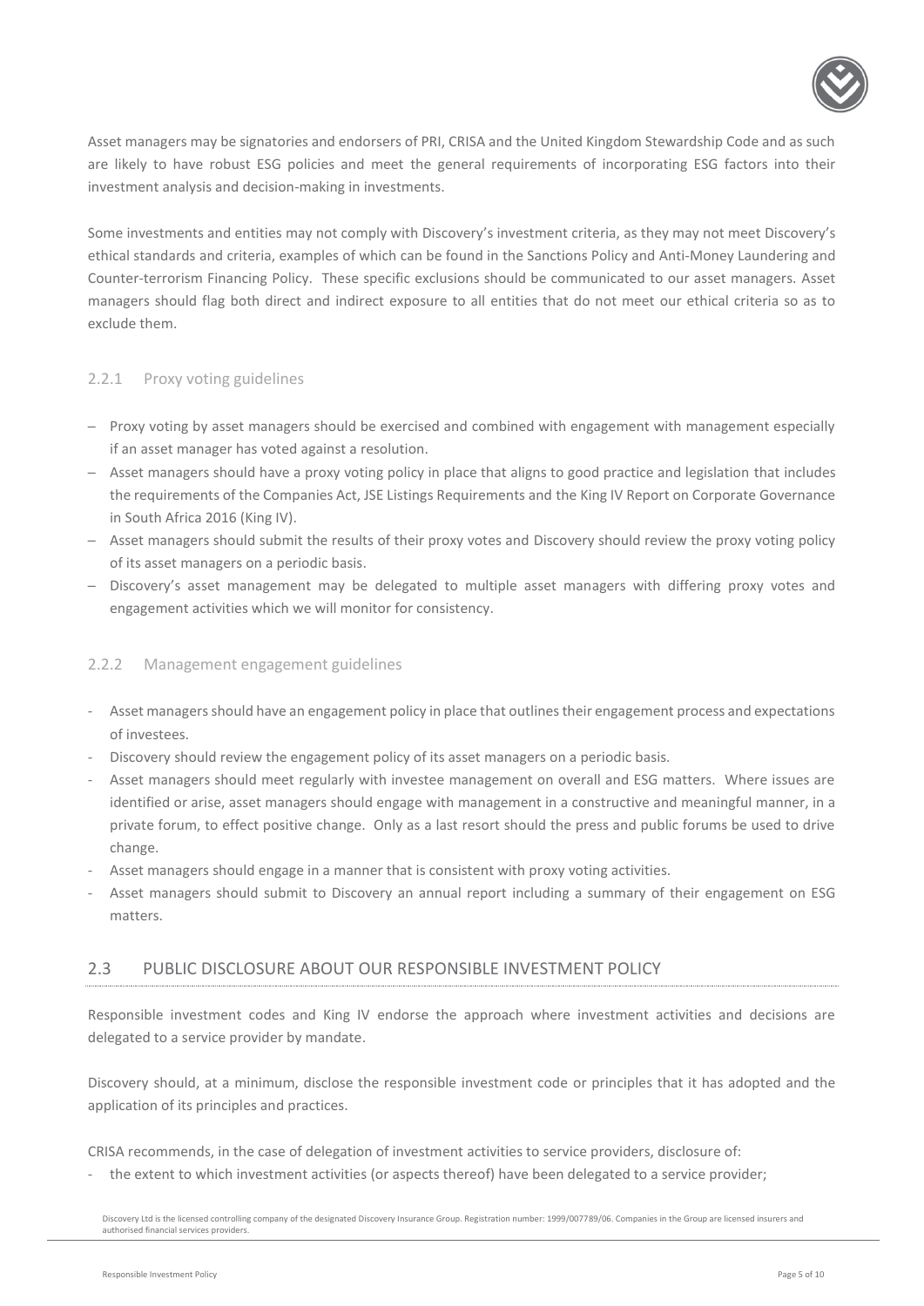Asset managers may be signatories and endorsers of PRI, CRISA and the United Kingdom Stewardship Code and as such are likely to have robust ESG policies and meet the general requirements of incorporating ESG factors into their investment analysis and decision-making in investments.

Some investments and entities may not comply with Discovery's investment criteria, as they may not meet Discovery's ethical standards and criteria, examples of which can be found in the Sanctions Policy and Anti-Money Laundering and Counter-terrorism Financing Policy. These specific exclusions should be communicated to our asset managers. Asset managers should flag both direct and indirect exposure to all entities that do not meet our ethical criteria so as to exclude them.

### 2.2.1 Proxy voting guidelines

- Proxy voting by asset managers should be exercised and combined with engagement with management especially if an asset manager has voted against a resolution.
- Asset managers should have a proxy voting policy in place that aligns to good practice and legislation that includes the requirements of the Companies Act, JSE Listings Requirements and the King IV Report on Corporate Governance in South Africa 2016 (King IV).
- Asset managers should submit the results of their proxy votes and Discovery should review the proxy voting policy of its asset managers on a periodic basis.
- Discovery's asset management may be delegated to multiple asset managers with differing proxy votes and engagement activities which we will monitor for consistency.

### 2.2.2 Management engagement guidelines

- Asset managers should have an engagement policy in place that outlines their engagement process and expectations of investees.
- Discovery should review the engagement policy of its asset managers on a periodic basis.
- Asset managers should meet regularly with investee management on overall and ESG matters. Where issues are identified or arise, asset managers should engage with management in a constructive and meaningful manner, in a private forum, to effect positive change. Only as a last resort should the press and public forums be used to drive change.
- Asset managers should engage in a manner that is consistent with proxy voting activities.
- Asset managers should submit to Discovery an annual report including a summary of their engagement on ESG matters.

## 2.3 PUBLIC DISCLOSURE ABOUT OUR RESPONSIBLE INVESTMENT POLICY

Responsible investment codes and King IV endorse the approach where investment activities and decisions are delegated to a service provider by mandate.

Discovery should, at a minimum, disclose the responsible investment code or principles that it has adopted and the application of its principles and practices.

CRISA recommends, in the case of delegation of investment activities to service providers, disclosure of:

- the extent to which investment activities (or aspects thereof) have been delegated to a service provider;

Discovery Ltd is the licensed controlling company of the designated Discovery Insurance Group. Registration number: 1999/007789/06. Companies in the Group are licensed insurers and authorised financial services providers.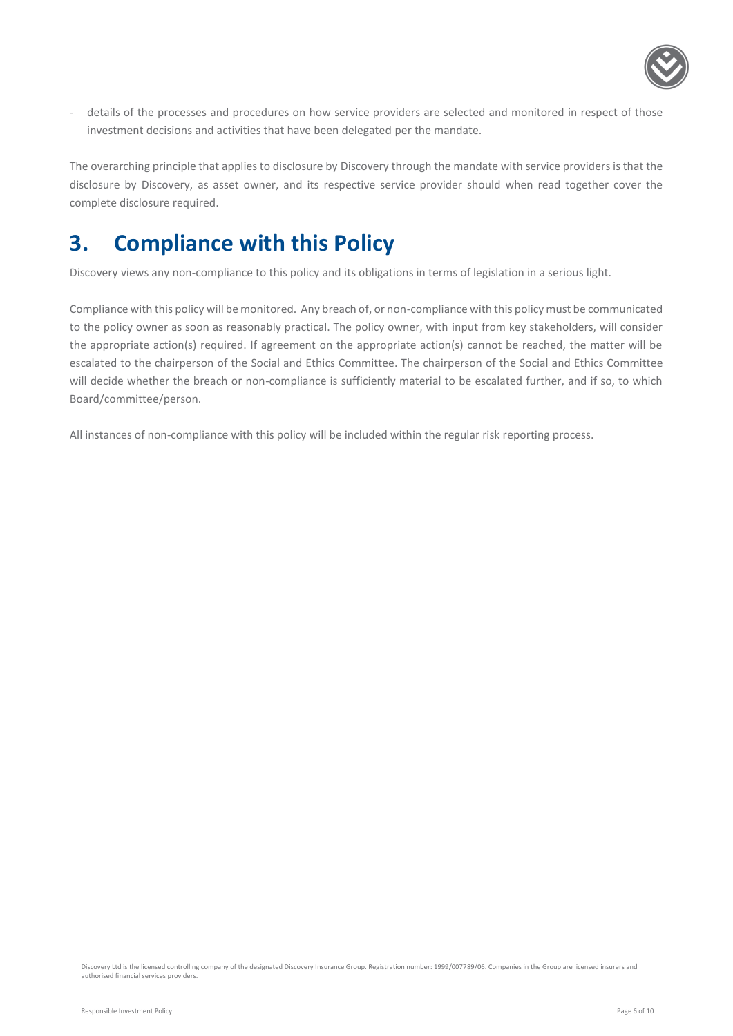- details of the processes and procedures on how service providers are selected and monitored in respect of those investment decisions and activities that have been delegated per the mandate.

The overarching principle that applies to disclosure by Discovery through the mandate with service providers is that the disclosure by Discovery, as asset owner, and its respective service provider should when read together cover the complete disclosure required.

# 3. Compliance with this Policy

Discovery views any non-compliance to this policy and its obligations in terms of legislation in a serious light.

Compliance with this policy will be monitored. Any breach of, or non-compliance with this policy must be communicated to the policy owner as soon as reasonably practical. The policy owner, with input from key stakeholders, will consider the appropriate action(s) required. If agreement on the appropriate action(s) cannot be reached, the matter will be escalated to the chairperson of the Social and Ethics Committee. The chairperson of the Social and Ethics Committee will decide whether the breach or non-compliance is sufficiently material to be escalated further, and if so, to which Board/committee/person.

All instances of non-compliance with this policy will be included within the regular risk reporting process.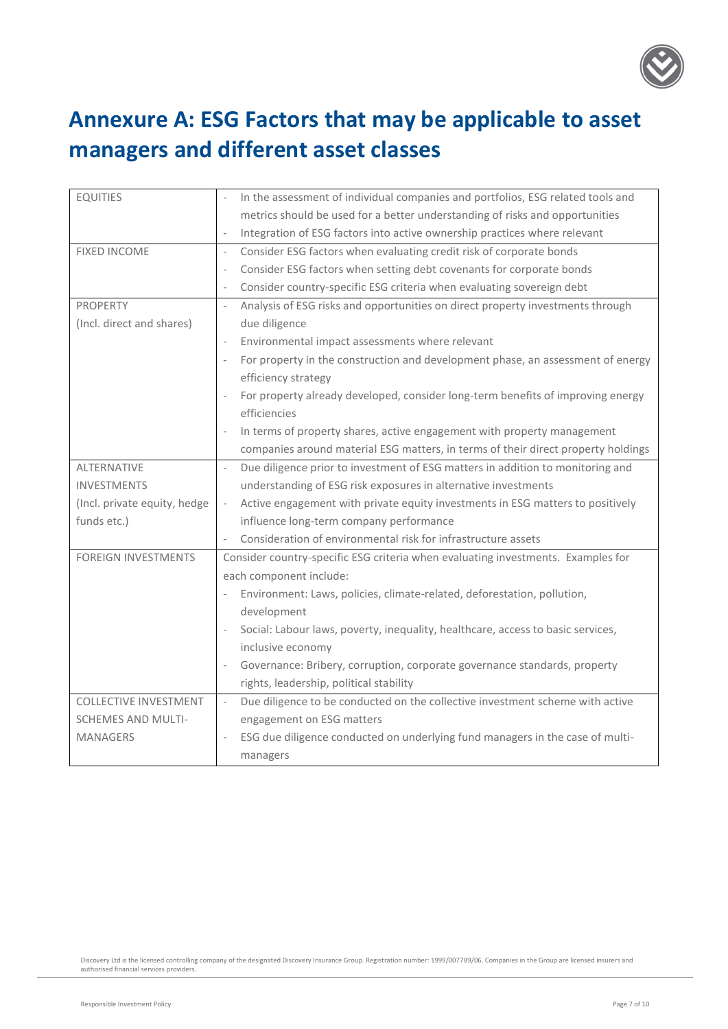# Annexure A: ESG Factors that may be applicable to asset managers and different asset classes

| | |
|---|---|
| EQUITIES | - In the assessment of individual companies and portfolios, ESG related tools and metrics should be used for a better understanding of risks and opportunities<br>- Integration of ESG factors into active ownership practices where relevant |
| FIXED INCOME | - Consider ESG factors when evaluating credit risk of corporate bonds<br>- Consider ESG factors when setting debt covenants for corporate bonds<br>- Consider country-specific ESG criteria when evaluating sovereign debt |
| PROPERTY (Incl. direct and shares) | - Analysis of ESG risks and opportunities on direct property investments through due diligence<br>- Environmental impact assessments where relevant<br>- For property in the construction and development phase, an assessment of energy efficiency strategy<br>- For property already developed, consider long-term benefits of improving energy efficiencies<br>- In terms of property shares, active engagement with property management companies around material ESG matters, in terms of their direct property holdings |
| ALTERNATIVE INVESTMENTS (Incl. private equity, hedge funds etc.) | - Due diligence prior to investment of ESG matters in addition to monitoring and understanding of ESG risk exposures in alternative investments<br>- Active engagement with private equity investments in ESG matters to positively influence long-term company performance<br>- Consideration of environmental risk for infrastructure assets |
| FOREIGN INVESTMENTS | Consider country-specific ESG criteria when evaluating investments. Examples for each component include:<br>- Environment: Laws, policies, climate-related, deforestation, pollution, development<br>- Social: Labour laws, poverty, inequality, healthcare, access to basic services, inclusive economy<br>- Governance: Bribery, corruption, corporate governance standards, property rights, leadership, political stability |
| COLLECTIVE INVESTMENT SCHEMES AND MULTI-MANAGERS | - Due diligence to be conducted on the collective investment scheme with active engagement on ESG matters<br>- ESG due diligence conducted on underlying fund managers in the case of multi-managers |

Discovery Ltd is the licensed controlling company of the designated Discovery Insurance Group. Registration number: 1999/007789/06. Companies in the Group are licensed insurers and authorised financial services providers.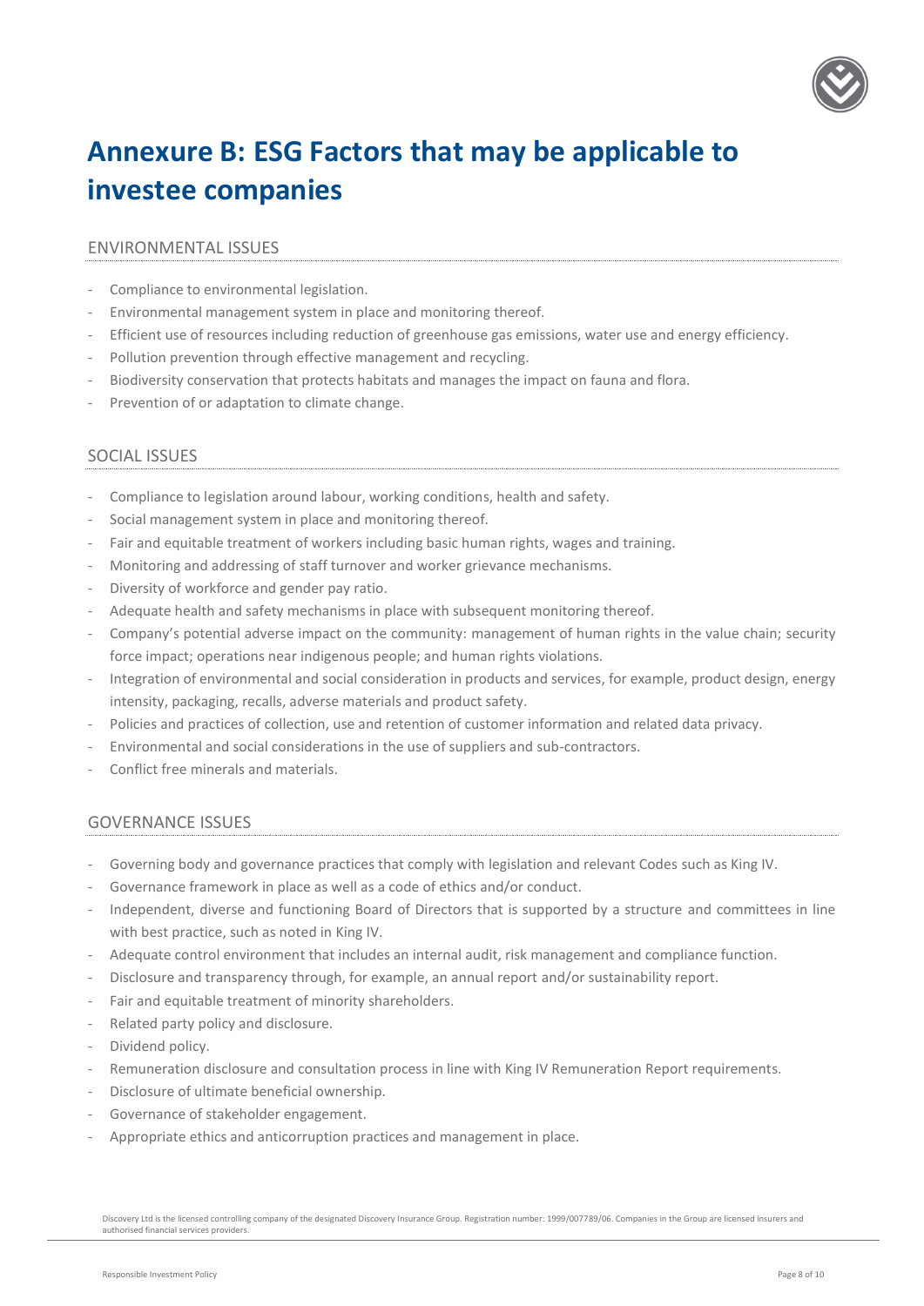# Annexure B: ESG Factors that may be applicable to investee companies

## ENVIRONMENTAL ISSUES

- Compliance to environmental legislation.
- Environmental management system in place and monitoring thereof.
- Efficient use of resources including reduction of greenhouse gas emissions, water use and energy efficiency.
- Pollution prevention through effective management and recycling.
- Biodiversity conservation that protects habitats and manages the impact on fauna and flora.
- Prevention of or adaptation to climate change.

## SOCIAL ISSUES

- Compliance to legislation around labour, working conditions, health and safety.
- Social management system in place and monitoring thereof.
- Fair and equitable treatment of workers including basic human rights, wages and training.
- Monitoring and addressing of staff turnover and worker grievance mechanisms.
- Diversity of workforce and gender pay ratio.
- Adequate health and safety mechanisms in place with subsequent monitoring thereof.
- Company's potential adverse impact on the community: management of human rights in the value chain; security force impact; operations near indigenous people; and human rights violations.
- Integration of environmental and social consideration in products and services, for example, product design, energy intensity, packaging, recalls, adverse materials and product safety.
- Policies and practices of collection, use and retention of customer information and related data privacy.
- Environmental and social considerations in the use of suppliers and sub-contractors.
- Conflict free minerals and materials.

## GOVERNANCE ISSUES

- Governing body and governance practices that comply with legislation and relevant Codes such as King IV.
- Governance framework in place as well as a code of ethics and/or conduct.
- Independent, diverse and functioning Board of Directors that is supported by a structure and committees in line with best practice, such as noted in King IV.
- Adequate control environment that includes an internal audit, risk management and compliance function.
- Disclosure and transparency through, for example, an annual report and/or sustainability report.
- Fair and equitable treatment of minority shareholders.
- Related party policy and disclosure.
- Dividend policy.
- Remuneration disclosure and consultation process in line with King IV Remuneration Report requirements.
- Disclosure of ultimate beneficial ownership.
- Governance of stakeholder engagement.
- Appropriate ethics and anticorruption practices and management in place.

Discovery Ltd is the licensed controlling company of the designated Discovery Insurance Group. Registration number: 1999/007789/06. Companies in the Group are licensed insurers and authorised financial services providers.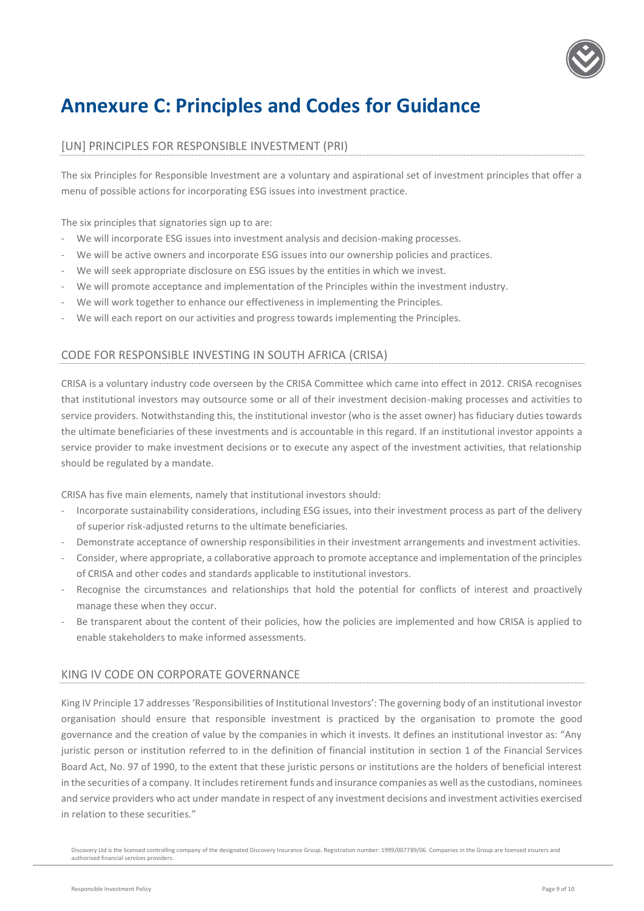# Annexure C: Principles and Codes for Guidance

## [UN] PRINCIPLES FOR RESPONSIBLE INVESTMENT (PRI)

The six Principles for Responsible Investment are a voluntary and aspirational set of investment principles that offer a menu of possible actions for incorporating ESG issues into investment practice.

The six principles that signatories sign up to are:

- We will incorporate ESG issues into investment analysis and decision-making processes.
- We will be active owners and incorporate ESG issues into our ownership policies and practices.
- We will seek appropriate disclosure on ESG issues by the entities in which we invest.
- We will promote acceptance and implementation of the Principles within the investment industry.
- We will work together to enhance our effectiveness in implementing the Principles.
- We will each report on our activities and progress towards implementing the Principles.

## CODE FOR RESPONSIBLE INVESTING IN SOUTH AFRICA (CRISA)

CRISA is a voluntary industry code overseen by the CRISA Committee which came into effect in 2012. CRISA recognises that institutional investors may outsource some or all of their investment decision-making processes and activities to service providers. Notwithstanding this, the institutional investor (who is the asset owner) has fiduciary duties towards the ultimate beneficiaries of these investments and is accountable in this regard. If an institutional investor appoints a service provider to make investment decisions or to execute any aspect of the investment activities, that relationship should be regulated by a mandate.

CRISA has five main elements, namely that institutional investors should:

- Incorporate sustainability considerations, including ESG issues, into their investment process as part of the delivery of superior risk-adjusted returns to the ultimate beneficiaries.
- Demonstrate acceptance of ownership responsibilities in their investment arrangements and investment activities.
- Consider, where appropriate, a collaborative approach to promote acceptance and implementation of the principles of CRISA and other codes and standards applicable to institutional investors.
- Recognise the circumstances and relationships that hold the potential for conflicts of interest and proactively manage these when they occur.
- Be transparent about the content of their policies, how the policies are implemented and how CRISA is applied to enable stakeholders to make informed assessments.

## KING IV CODE ON CORPORATE GOVERNANCE

King IV Principle 17 addresses 'Responsibilities of Institutional Investors': The governing body of an institutional investor organisation should ensure that responsible investment is practiced by the organisation to promote the good governance and the creation of value by the companies in which it invests. It defines an institutional investor as: "Any juristic person or institution referred to in the definition of financial institution in section 1 of the Financial Services Board Act, No. 97 of 1990, to the extent that these juristic persons or institutions are the holders of beneficial interest in the securities of a company. It includes retirement funds and insurance companies as well as the custodians, nominees and service providers who act under mandate in respect of any investment decisions and investment activities exercised in relation to these securities."

Discovery Ltd is the licensed controlling company of the designated Discovery Insurance Group. Registration number: 1999/007789/06. Companies in the Group are licensed insurers and authorised financial services providers.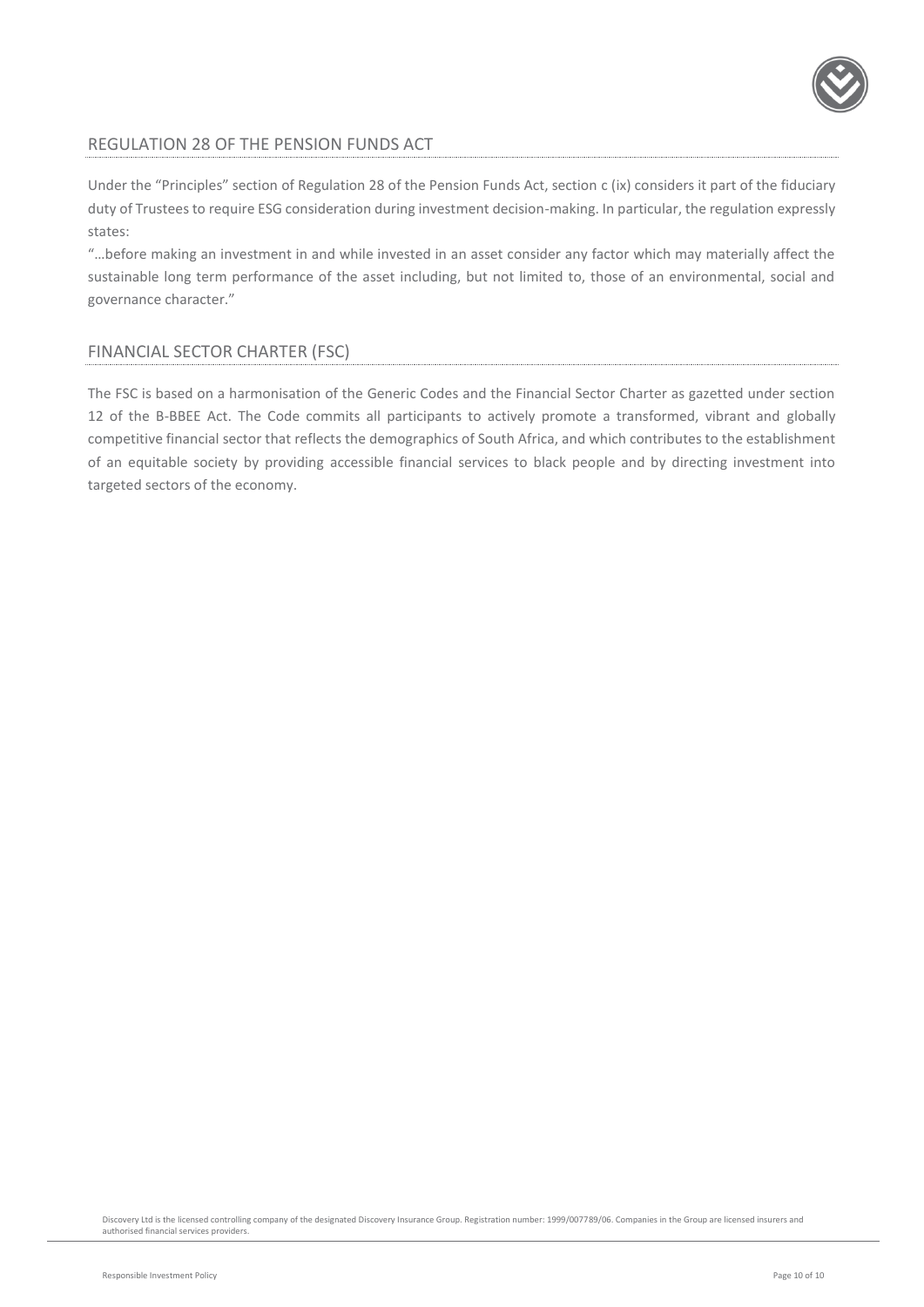## REGULATION 28 OF THE PENSION FUNDS ACT

Under the "Principles" section of Regulation 28 of the Pension Funds Act, section c (ix) considers it part of the fiduciary duty of Trustees to require ESG consideration during investment decision-making. In particular, the regulation expressly states:

"…before making an investment in and while invested in an asset consider any factor which may materially affect the sustainable long term performance of the asset including, but not limited to, those of an environmental, social and governance character."

## FINANCIAL SECTOR CHARTER (FSC)

The FSC is based on a harmonisation of the Generic Codes and the Financial Sector Charter as gazetted under section 12 of the B-BBEE Act. The Code commits all participants to actively promote a transformed, vibrant and globally competitive financial sector that reflects the demographics of South Africa, and which contributes to the establishment of an equitable society by providing accessible financial services to black people and by directing investment into targeted sectors of the economy.

Discovery Ltd is the licensed controlling company of the designated Discovery Insurance Group. Registration number: 1999/007789/06. Companies in the Group are licensed insurers and authorised financial services providers.